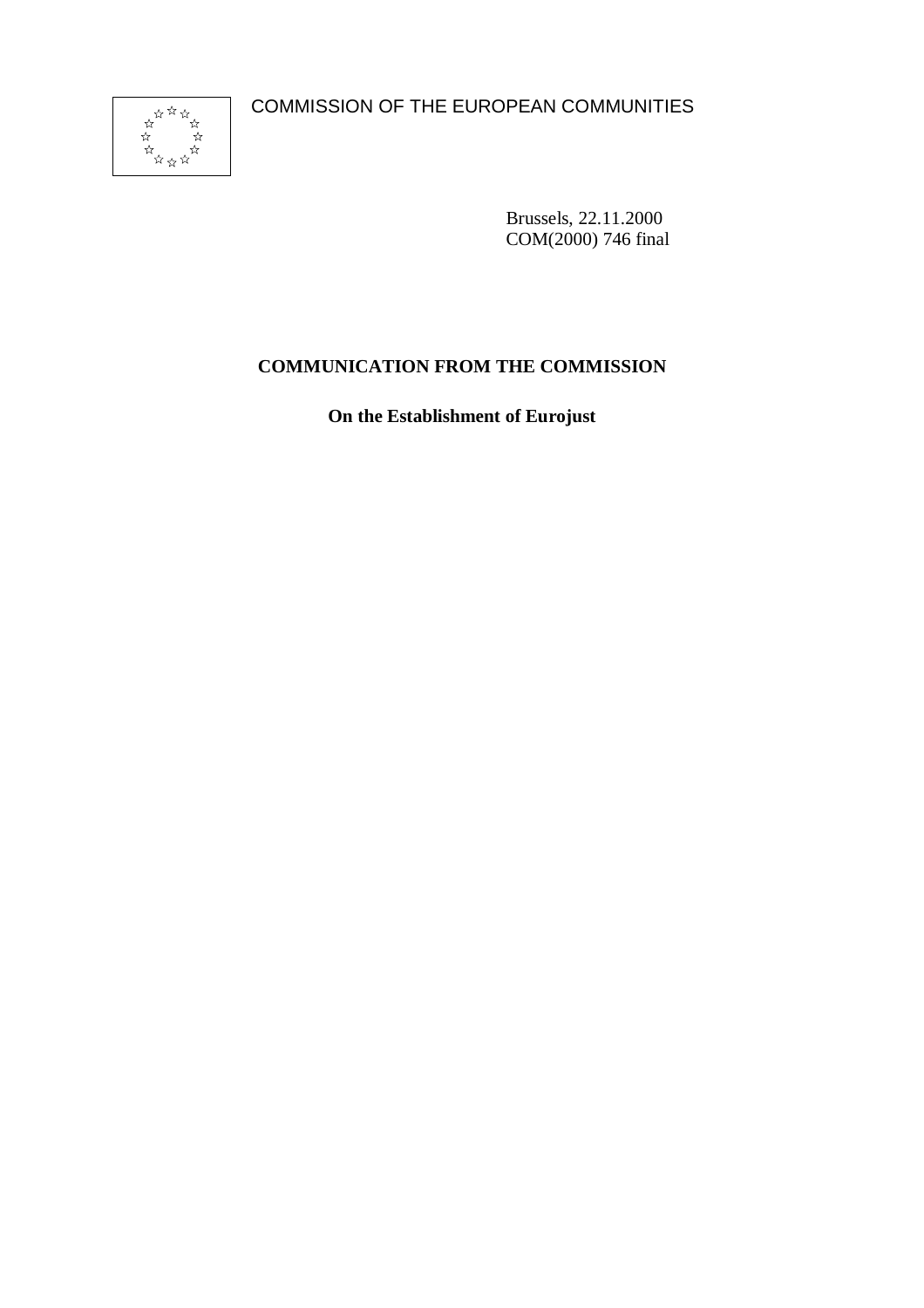COMMISSION OF THE EUROPEAN COMMUNITIES

Brussels, 22.11.2000
COM(2000) 746 final

# COMMUNICATION FROM THE COMMISSION

## On the Establishment of Eurojust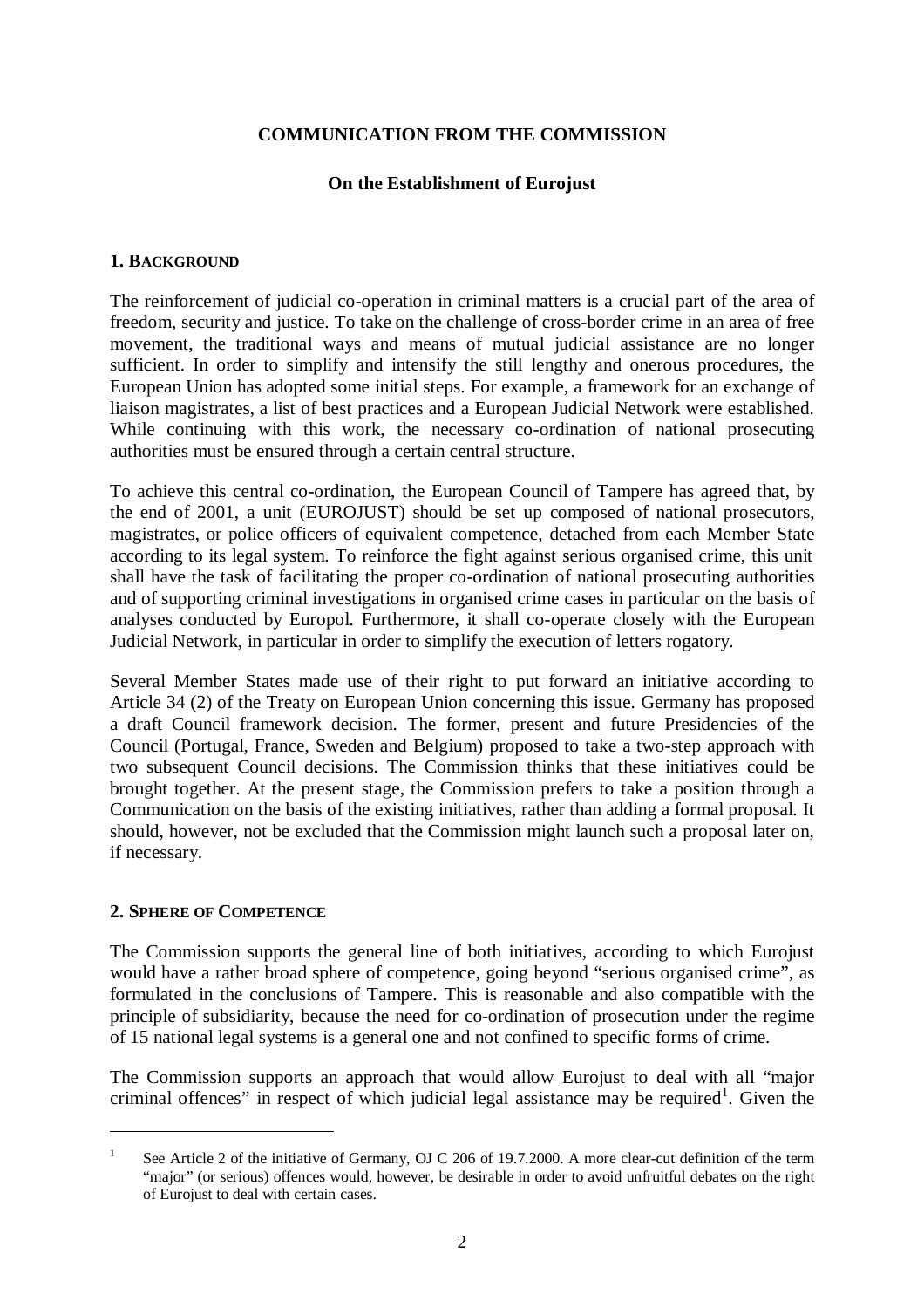**COMMUNICATION FROM THE COMMISSION**

**On the Establishment of Eurojust**

## 1. BACKGROUND

The reinforcement of judicial co-operation in criminal matters is a crucial part of the area of freedom, security and justice. To take on the challenge of cross-border crime in an area of free movement, the traditional ways and means of mutual judicial assistance are no longer sufficient. In order to simplify and intensify the still lengthy and onerous procedures, the European Union has adopted some initial steps. For example, a framework for an exchange of liaison magistrates, a list of best practices and a European Judicial Network were established. While continuing with this work, the necessary co-ordination of national prosecuting authorities must be ensured through a certain central structure.

To achieve this central co-ordination, the European Council of Tampere has agreed that, by the end of 2001, a unit (EUROJUST) should be set up composed of national prosecutors, magistrates, or police officers of equivalent competence, detached from each Member State according to its legal system. To reinforce the fight against serious organised crime, this unit shall have the task of facilitating the proper co-ordination of national prosecuting authorities and of supporting criminal investigations in organised crime cases in particular on the basis of analyses conducted by Europol. Furthermore, it shall co-operate closely with the European Judicial Network, in particular in order to simplify the execution of letters rogatory.

Several Member States made use of their right to put forward an initiative according to Article 34 (2) of the Treaty on European Union concerning this issue. Germany has proposed a draft Council framework decision. The former, present and future Presidencies of the Council (Portugal, France, Sweden and Belgium) proposed to take a two-step approach with two subsequent Council decisions. The Commission thinks that these initiatives could be brought together. At the present stage, the Commission prefers to take a position through a Communication on the basis of the existing initiatives, rather than adding a formal proposal. It should, however, not be excluded that the Commission might launch such a proposal later on, if necessary.

## 2. SPHERE OF COMPETENCE

The Commission supports the general line of both initiatives, according to which Eurojust would have a rather broad sphere of competence, going beyond "serious organised crime", as formulated in the conclusions of Tampere. This is reasonable and also compatible with the principle of subsidiarity, because the need for co-ordination of prosecution under the regime of 15 national legal systems is a general one and not confined to specific forms of crime.

The Commission supports an approach that would allow Eurojust to deal with all "major criminal offences" in respect of which judicial legal assistance may be required[1]. Given the

---

[1] See Article 2 of the initiative of Germany, OJ C 206 of 19.7.2000. A more clear-cut definition of the term "major" (or serious) offences would, however, be desirable in order to avoid unfruitful debates on the right of Eurojust to deal with certain cases.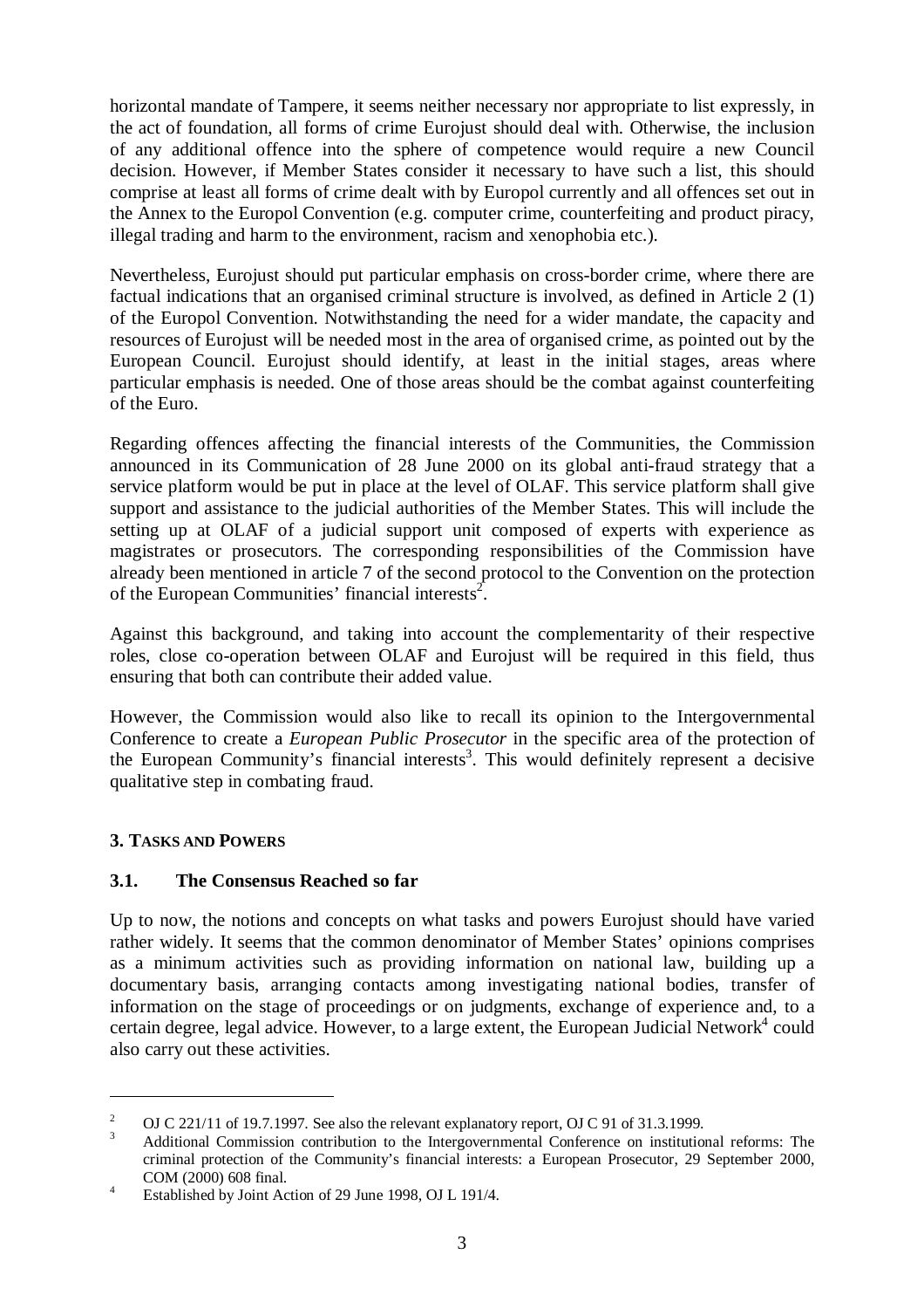horizontal mandate of Tampere, it seems neither necessary nor appropriate to list expressly, in the act of foundation, all forms of crime Eurojust should deal with. Otherwise, the inclusion of any additional offence into the sphere of competence would require a new Council decision. However, if Member States consider it necessary to have such a list, this should comprise at least all forms of crime dealt with by Europol currently and all offences set out in the Annex to the Europol Convention (e.g. computer crime, counterfeiting and product piracy, illegal trading and harm to the environment, racism and xenophobia etc.).

Nevertheless, Eurojust should put particular emphasis on cross-border crime, where there are factual indications that an organised criminal structure is involved, as defined in Article 2 (1) of the Europol Convention. Notwithstanding the need for a wider mandate, the capacity and resources of Eurojust will be needed most in the area of organised crime, as pointed out by the European Council. Eurojust should identify, at least in the initial stages, areas where particular emphasis is needed. One of those areas should be the combat against counterfeiting of the Euro.

Regarding offences affecting the financial interests of the Communities, the Commission announced in its Communication of 28 June 2000 on its global anti-fraud strategy that a service platform would be put in place at the level of OLAF. This service platform shall give support and assistance to the judicial authorities of the Member States. This will include the setting up at OLAF of a judicial support unit composed of experts with experience as magistrates or prosecutors. The corresponding responsibilities of the Commission have already been mentioned in article 7 of the second protocol to the Convention on the protection of the European Communities' financial interests[2].

Against this background, and taking into account the complementarity of their respective roles, close co-operation between OLAF and Eurojust will be required in this field, thus ensuring that both can contribute their added value.

However, the Commission would also like to recall its opinion to the Intergovernmental Conference to create a *European Public Prosecutor* in the specific area of the protection of the European Community's financial interests[3]. This would definitely represent a decisive qualitative step in combating fraud.

## 3. Tasks and Powers

### 3.1. The Consensus Reached so far

Up to now, the notions and concepts on what tasks and powers Eurojust should have varied rather widely. It seems that the common denominator of Member States' opinions comprises as a minimum activities such as providing information on national law, building up a documentary basis, arranging contacts among investigating national bodies, transfer of information on the stage of proceedings or on judgments, exchange of experience and, to a certain degree, legal advice. However, to a large extent, the European Judicial Network[4] could also carry out these activities.

---

[2] OJ C 221/11 of 19.7.1997. See also the relevant explanatory report, OJ C 91 of 31.3.1999.

[3] Additional Commission contribution to the Intergovernmental Conference on institutional reforms: The criminal protection of the Community's financial interests: a European Prosecutor, 29 September 2000, COM (2000) 608 final.

[4] Established by Joint Action of 29 June 1998, OJ L 191/4.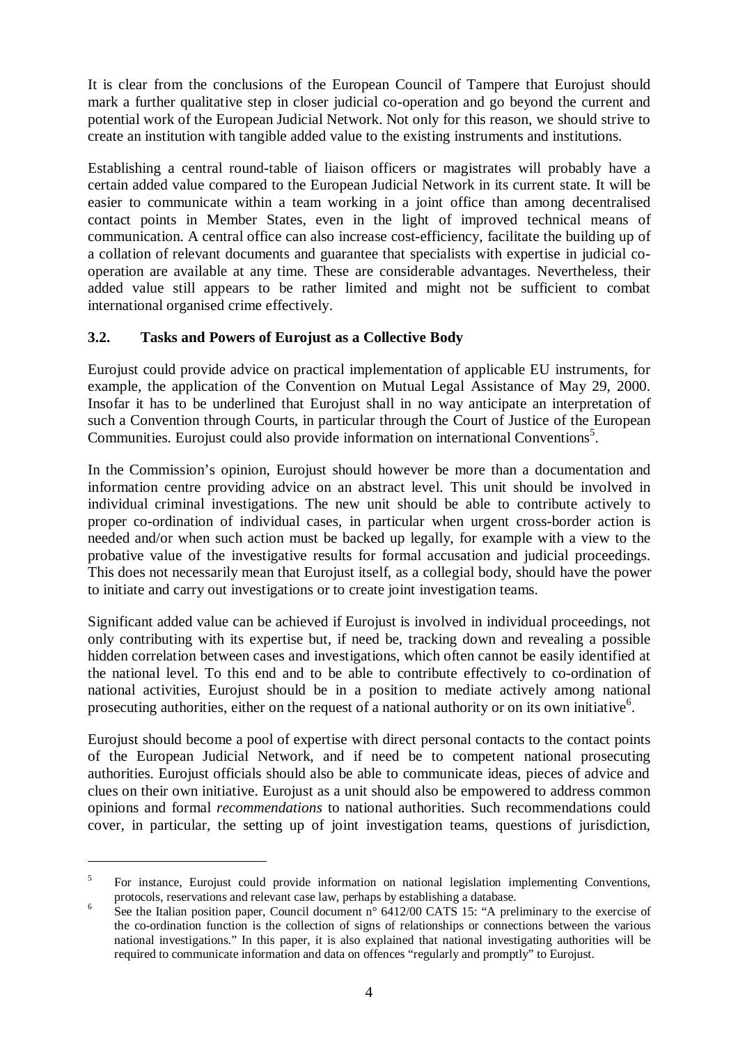It is clear from the conclusions of the European Council of Tampere that Eurojust should mark a further qualitative step in closer judicial co-operation and go beyond the current and potential work of the European Judicial Network. Not only for this reason, we should strive to create an institution with tangible added value to the existing instruments and institutions.

Establishing a central round-table of liaison officers or magistrates will probably have a certain added value compared to the European Judicial Network in its current state. It will be easier to communicate within a team working in a joint office than among decentralised contact points in Member States, even in the light of improved technical means of communication. A central office can also increase cost-efficiency, facilitate the building up of a collation of relevant documents and guarantee that specialists with expertise in judicial co-operation are available at any time. These are considerable advantages. Nevertheless, their added value still appears to be rather limited and might not be sufficient to combat international organised crime effectively.

### 3.2. Tasks and Powers of Eurojust as a Collective Body

Eurojust could provide advice on practical implementation of applicable EU instruments, for example, the application of the Convention on Mutual Legal Assistance of May 29, 2000. Insofar it has to be underlined that Eurojust shall in no way anticipate an interpretation of such a Convention through Courts, in particular through the Court of Justice of the European Communities. Eurojust could also provide information on international Conventions[5].

In the Commission's opinion, Eurojust should however be more than a documentation and information centre providing advice on an abstract level. This unit should be involved in individual criminal investigations. The new unit should be able to contribute actively to proper co-ordination of individual cases, in particular when urgent cross-border action is needed and/or when such action must be backed up legally, for example with a view to the probative value of the investigative results for formal accusation and judicial proceedings. This does not necessarily mean that Eurojust itself, as a collegial body, should have the power to initiate and carry out investigations or to create joint investigation teams.

Significant added value can be achieved if Eurojust is involved in individual proceedings, not only contributing with its expertise but, if need be, tracking down and revealing a possible hidden correlation between cases and investigations, which often cannot be easily identified at the national level. To this end and to be able to contribute effectively to co-ordination of national activities, Eurojust should be in a position to mediate actively among national prosecuting authorities, either on the request of a national authority or on its own initiative[6].

Eurojust should become a pool of expertise with direct personal contacts to the contact points of the European Judicial Network, and if need be to competent national prosecuting authorities. Eurojust officials should also be able to communicate ideas, pieces of advice and clues on their own initiative. Eurojust as a unit should also be empowered to address common opinions and formal *recommendations* to national authorities. Such recommendations could cover, in particular, the setting up of joint investigation teams, questions of jurisdiction,

---

[5] For instance, Eurojust could provide information on national legislation implementing Conventions, protocols, reservations and relevant case law, perhaps by establishing a database.

[6] See the Italian position paper, Council document n° 6412/00 CATS 15: "A preliminary to the exercise of the co-ordination function is the collection of signs of relationships or connections between the various national investigations." In this paper, it is also explained that national investigating authorities will be required to communicate information and data on offences "regularly and promptly" to Eurojust.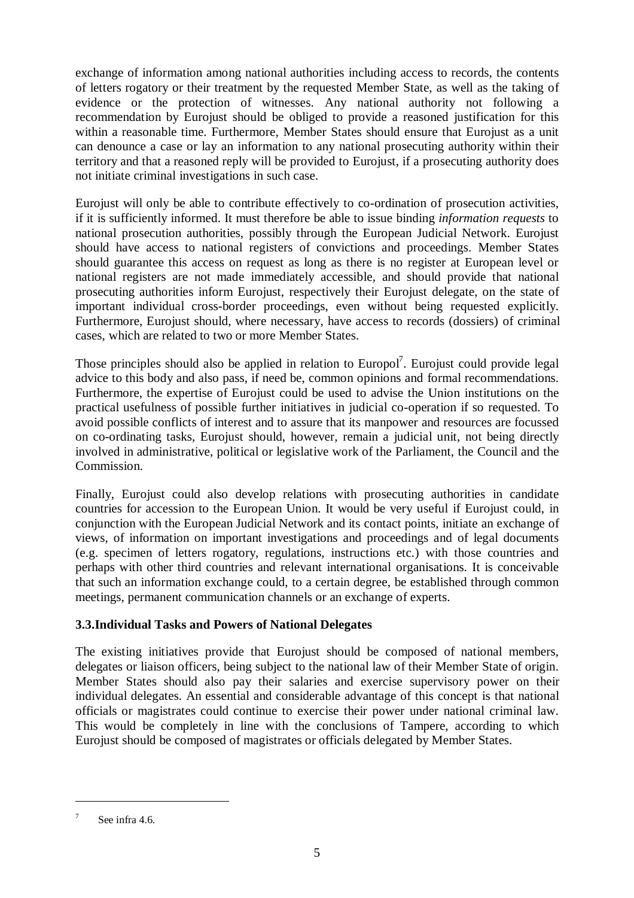exchange of information among national authorities including access to records, the contents of letters rogatory or their treatment by the requested Member State, as well as the taking of evidence or the protection of witnesses. Any national authority not following a recommendation by Eurojust should be obliged to provide a reasoned justification for this within a reasonable time. Furthermore, Member States should ensure that Eurojust as a unit can denounce a case or lay an information to any national prosecuting authority within their territory and that a reasoned reply will be provided to Eurojust, if a prosecuting authority does not initiate criminal investigations in such case.

Eurojust will only be able to contribute effectively to co-ordination of prosecution activities, if it is sufficiently informed. It must therefore be able to issue binding *information requests* to national prosecution authorities, possibly through the European Judicial Network. Eurojust should have access to national registers of convictions and proceedings. Member States should guarantee this access on request as long as there is no register at European level or national registers are not made immediately accessible, and should provide that national prosecuting authorities inform Eurojust, respectively their Eurojust delegate, on the state of important individual cross-border proceedings, even without being requested explicitly. Furthermore, Eurojust should, where necessary, have access to records (dossiers) of criminal cases, which are related to two or more Member States.

Those principles should also be applied in relation to Europol[7]. Eurojust could provide legal advice to this body and also pass, if need be, common opinions and formal recommendations. Furthermore, the expertise of Eurojust could be used to advise the Union institutions on the practical usefulness of possible further initiatives in judicial co-operation if so requested. To avoid possible conflicts of interest and to assure that its manpower and resources are focussed on co-ordinating tasks, Eurojust should, however, remain a judicial unit, not being directly involved in administrative, political or legislative work of the Parliament, the Council and the Commission.

Finally, Eurojust could also develop relations with prosecuting authorities in candidate countries for accession to the European Union. It would be very useful if Eurojust could, in conjunction with the European Judicial Network and its contact points, initiate an exchange of views, of information on important investigations and proceedings and of legal documents (e.g. specimen of letters rogatory, regulations, instructions etc.) with those countries and perhaps with other third countries and relevant international organisations. It is conceivable that such an information exchange could, to a certain degree, be established through common meetings, permanent communication channels or an exchange of experts.

### 3.3. Individual Tasks and Powers of National Delegates

The existing initiatives provide that Eurojust should be composed of national members, delegates or liaison officers, being subject to the national law of their Member State of origin. Member States should also pay their salaries and exercise supervisory power on their individual delegates. An essential and considerable advantage of this concept is that national officials or magistrates could continue to exercise their power under national criminal law. This would be completely in line with the conclusions of Tampere, according to which Eurojust should be composed of magistrates or officials delegated by Member States.

---

[7] See infra 4.6.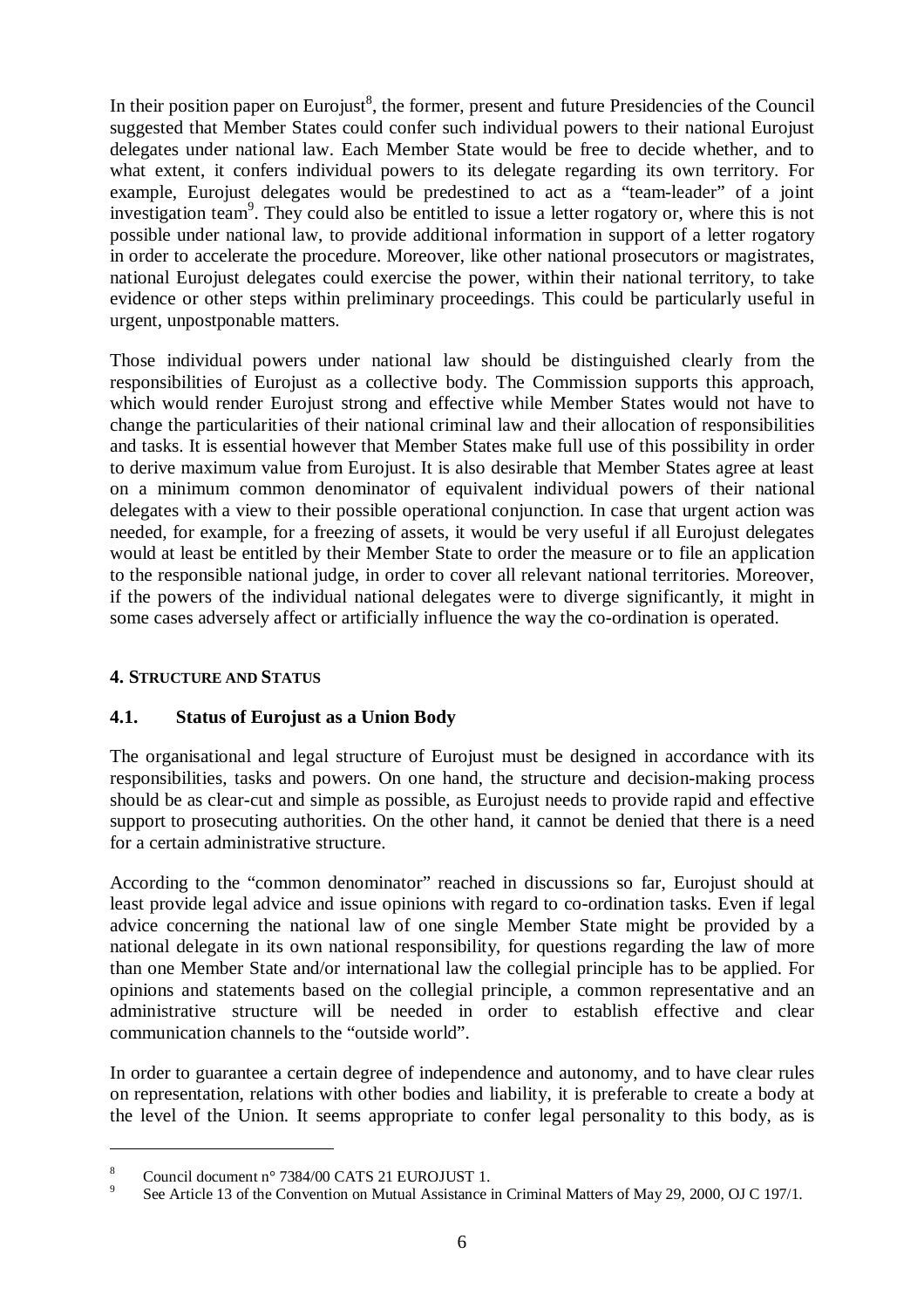In their position paper on Eurojust[8], the former, present and future Presidencies of the Council suggested that Member States could confer such individual powers to their national Eurojust delegates under national law. Each Member State would be free to decide whether, and to what extent, it confers individual powers to its delegate regarding its own territory. For example, Eurojust delegates would be predestined to act as a "team-leader" of a joint investigation team[9]. They could also be entitled to issue a letter rogatory or, where this is not possible under national law, to provide additional information in support of a letter rogatory in order to accelerate the procedure. Moreover, like other national prosecutors or magistrates, national Eurojust delegates could exercise the power, within their national territory, to take evidence or other steps within preliminary proceedings. This could be particularly useful in urgent, unpostponable matters.

Those individual powers under national law should be distinguished clearly from the responsibilities of Eurojust as a collective body. The Commission supports this approach, which would render Eurojust strong and effective while Member States would not have to change the particularities of their national criminal law and their allocation of responsibilities and tasks. It is essential however that Member States make full use of this possibility in order to derive maximum value from Eurojust. It is also desirable that Member States agree at least on a minimum common denominator of equivalent individual powers of their national delegates with a view to their possible operational conjunction. In case that urgent action was needed, for example, for a freezing of assets, it would be very useful if all Eurojust delegates would at least be entitled by their Member State to order the measure or to file an application to the responsible national judge, in order to cover all relevant national territories. Moreover, if the powers of the individual national delegates were to diverge significantly, it might in some cases adversely affect or artificially influence the way the co-ordination is operated.

## 4. Structure and Status

### 4.1. Status of Eurojust as a Union Body

The organisational and legal structure of Eurojust must be designed in accordance with its responsibilities, tasks and powers. On one hand, the structure and decision-making process should be as clear-cut and simple as possible, as Eurojust needs to provide rapid and effective support to prosecuting authorities. On the other hand, it cannot be denied that there is a need for a certain administrative structure.

According to the "common denominator" reached in discussions so far, Eurojust should at least provide legal advice and issue opinions with regard to co-ordination tasks. Even if legal advice concerning the national law of one single Member State might be provided by a national delegate in its own national responsibility, for questions regarding the law of more than one Member State and/or international law the collegial principle has to be applied. For opinions and statements based on the collegial principle, a common representative and an administrative structure will be needed in order to establish effective and clear communication channels to the "outside world".

In order to guarantee a certain degree of independence and autonomy, and to have clear rules on representation, relations with other bodies and liability, it is preferable to create a body at the level of the Union. It seems appropriate to confer legal personality to this body, as is

[8] Council document n° 7384/00 CATS 21 EUROJUST 1.

[9] See Article 13 of the Convention on Mutual Assistance in Criminal Matters of May 29, 2000, OJ C 197/1.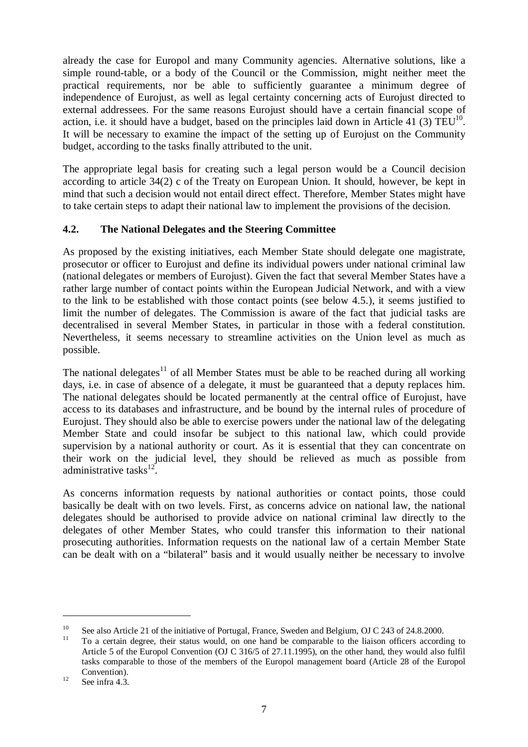already the case for Europol and many Community agencies. Alternative solutions, like a simple round-table, or a body of the Council or the Commission, might neither meet the practical requirements, nor be able to sufficiently guarantee a minimum degree of independence of Eurojust, as well as legal certainty concerning acts of Eurojust directed to external addressees. For the same reasons Eurojust should have a certain financial scope of action, i.e. it should have a budget, based on the principles laid down in Article 41 (3) TEU[10]. It will be necessary to examine the impact of the setting up of Eurojust on the Community budget, according to the tasks finally attributed to the unit.

The appropriate legal basis for creating such a legal person would be a Council decision according to article 34(2) c of the Treaty on European Union. It should, however, be kept in mind that such a decision would not entail direct effect. Therefore, Member States might have to take certain steps to adapt their national law to implement the provisions of the decision.

### 4.2. The National Delegates and the Steering Committee

As proposed by the existing initiatives, each Member State should delegate one magistrate, prosecutor or officer to Eurojust and define its individual powers under national criminal law (national delegates or members of Eurojust). Given the fact that several Member States have a rather large number of contact points within the European Judicial Network, and with a view to the link to be established with those contact points (see below 4.5.), it seems justified to limit the number of delegates. The Commission is aware of the fact that judicial tasks are decentralised in several Member States, in particular in those with a federal constitution. Nevertheless, it seems necessary to streamline activities on the Union level as much as possible.

The national delegates[11] of all Member States must be able to be reached during all working days, i.e. in case of absence of a delegate, it must be guaranteed that a deputy replaces him. The national delegates should be located permanently at the central office of Eurojust, have access to its databases and infrastructure, and be bound by the internal rules of procedure of Eurojust. They should also be able to exercise powers under the national law of the delegating Member State and could insofar be subject to this national law, which could provide supervision by a national authority or court. As it is essential that they can concentrate on their work on the judicial level, they should be relieved as much as possible from administrative tasks[12].

As concerns information requests by national authorities or contact points, those could basically be dealt with on two levels. First, as concerns advice on national law, the national delegates should be authorised to provide advice on national criminal law directly to the delegates of other Member States, who could transfer this information to their national prosecuting authorities. Information requests on the national law of a certain Member State can be dealt with on a "bilateral" basis and it would usually neither be necessary to involve

---

[10] See also Article 21 of the initiative of Portugal, France, Sweden and Belgium, OJ C 243 of 24.8.2000.

[11] To a certain degree, their status would, on one hand be comparable to the liaison officers according to Article 5 of the Europol Convention (OJ C 316/5 of 27.11.1995), on the other hand, they would also fulfil tasks comparable to those of the members of the Europol management board (Article 28 of the Europol Convention).

[12] See infra 4.3.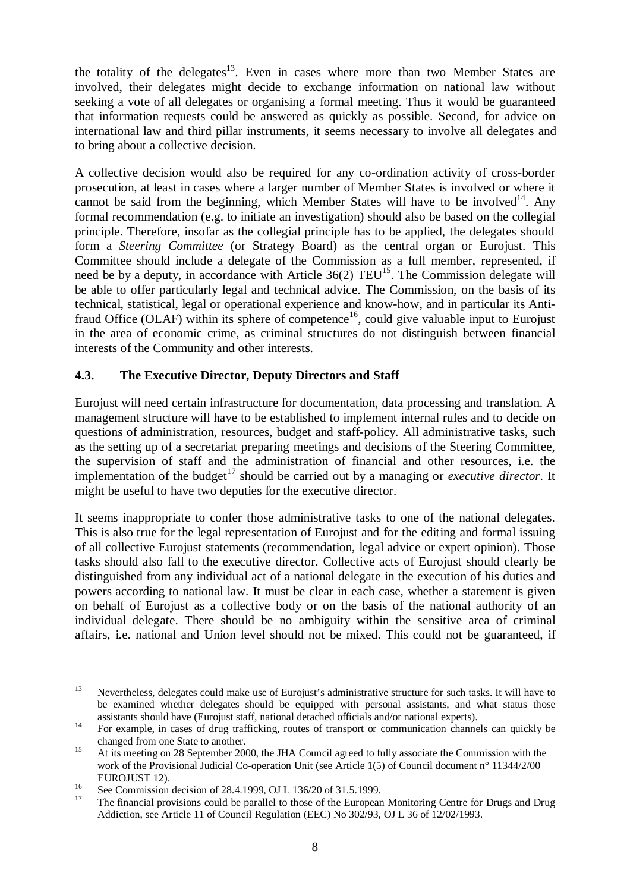the totality of the delegates[13]. Even in cases where more than two Member States are involved, their delegates might decide to exchange information on national law without seeking a vote of all delegates or organising a formal meeting. Thus it would be guaranteed that information requests could be answered as quickly as possible. Second, for advice on international law and third pillar instruments, it seems necessary to involve all delegates and to bring about a collective decision.

A collective decision would also be required for any co-ordination activity of cross-border prosecution, at least in cases where a larger number of Member States is involved or where it cannot be said from the beginning, which Member States will have to be involved[14]. Any formal recommendation (e.g. to initiate an investigation) should also be based on the collegial principle. Therefore, insofar as the collegial principle has to be applied, the delegates should form a *Steering Committee* (or Strategy Board) as the central organ or Eurojust. This Committee should include a delegate of the Commission as a full member, represented, if need be by a deputy, in accordance with Article 36(2) TEU[15]. The Commission delegate will be able to offer particularly legal and technical advice. The Commission, on the basis of its technical, statistical, legal or operational experience and know-how, and in particular its Anti-fraud Office (OLAF) within its sphere of competence[16], could give valuable input to Eurojust in the area of economic crime, as criminal structures do not distinguish between financial interests of the Community and other interests.

### 4.3. The Executive Director, Deputy Directors and Staff

Eurojust will need certain infrastructure for documentation, data processing and translation. A management structure will have to be established to implement internal rules and to decide on questions of administration, resources, budget and staff-policy. All administrative tasks, such as the setting up of a secretariat preparing meetings and decisions of the Steering Committee, the supervision of staff and the administration of financial and other resources, i.e. the implementation of the budget[17] should be carried out by a managing or *executive director*. It might be useful to have two deputies for the executive director.

It seems inappropriate to confer those administrative tasks to one of the national delegates. This is also true for the legal representation of Eurojust and for the editing and formal issuing of all collective Eurojust statements (recommendation, legal advice or expert opinion). Those tasks should also fall to the executive director. Collective acts of Eurojust should clearly be distinguished from any individual act of a national delegate in the execution of his duties and powers according to national law. It must be clear in each case, whether a statement is given on behalf of Eurojust as a collective body or on the basis of the national authority of an individual delegate. There should be no ambiguity within the sensitive area of criminal affairs, i.e. national and Union level should not be mixed. This could not be guaranteed, if

---

[13] Nevertheless, delegates could make use of Eurojust's administrative structure for such tasks. It will have to be examined whether delegates should be equipped with personal assistants, and what status those assistants should have (Eurojust staff, national detached officials and/or national experts).

[14] For example, in cases of drug trafficking, routes of transport or communication channels can quickly be changed from one State to another.

[15] At its meeting on 28 September 2000, the JHA Council agreed to fully associate the Commission with the work of the Provisional Judicial Co-operation Unit (see Article 1(5) of Council document n° 11344/2/00 EUROJUST 12).

[16] See Commission decision of 28.4.1999, OJ L 136/20 of 31.5.1999.

[17] The financial provisions could be parallel to those of the European Monitoring Centre for Drugs and Drug Addiction, see Article 11 of Council Regulation (EEC) No 302/93, OJ L 36 of 12/02/1993.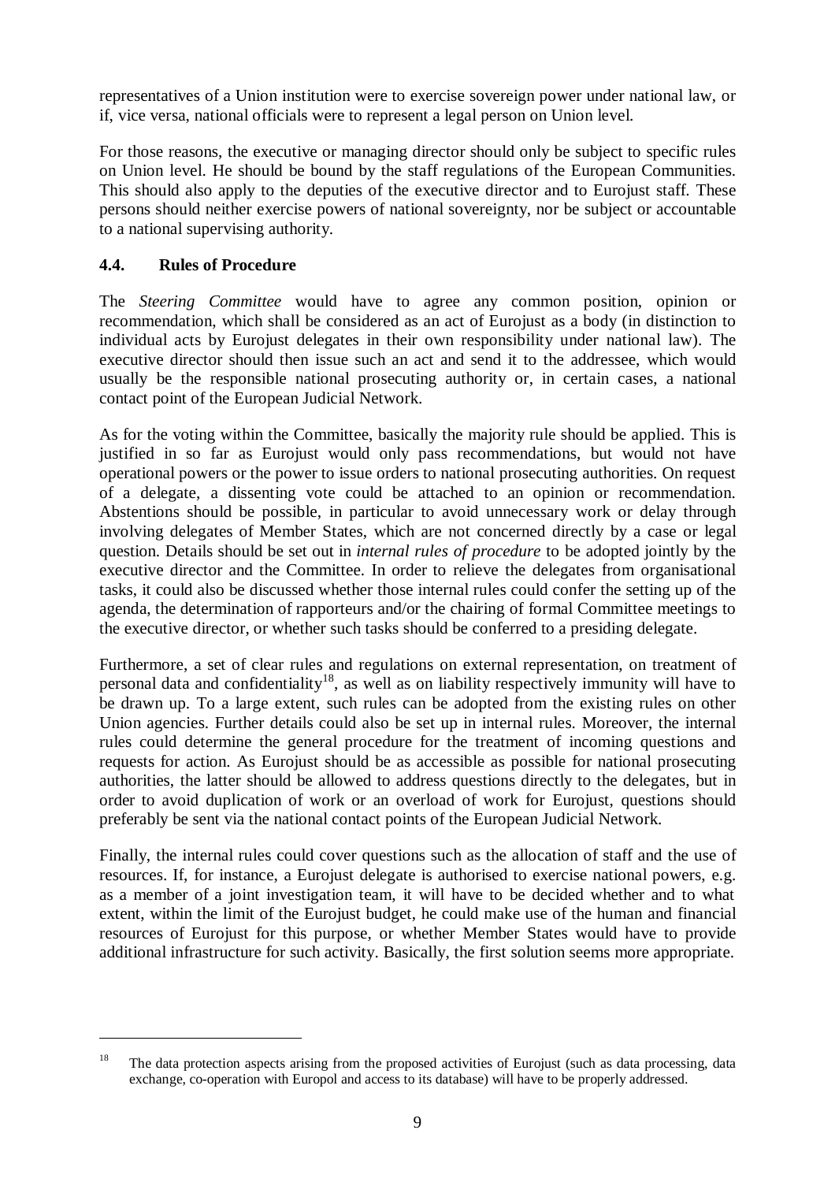representatives of a Union institution were to exercise sovereign power under national law, or if, vice versa, national officials were to represent a legal person on Union level.

For those reasons, the executive or managing director should only be subject to specific rules on Union level. He should be bound by the staff regulations of the European Communities. This should also apply to the deputies of the executive director and to Eurojust staff. These persons should neither exercise powers of national sovereignty, nor be subject or accountable to a national supervising authority.

### 4.4. Rules of Procedure

The *Steering Committee* would have to agree any common position, opinion or recommendation, which shall be considered as an act of Eurojust as a body (in distinction to individual acts by Eurojust delegates in their own responsibility under national law). The executive director should then issue such an act and send it to the addressee, which would usually be the responsible national prosecuting authority or, in certain cases, a national contact point of the European Judicial Network.

As for the voting within the Committee, basically the majority rule should be applied. This is justified in so far as Eurojust would only pass recommendations, but would not have operational powers or the power to issue orders to national prosecuting authorities. On request of a delegate, a dissenting vote could be attached to an opinion or recommendation. Abstentions should be possible, in particular to avoid unnecessary work or delay through involving delegates of Member States, which are not concerned directly by a case or legal question. Details should be set out in *internal rules of procedure* to be adopted jointly by the executive director and the Committee. In order to relieve the delegates from organisational tasks, it could also be discussed whether those internal rules could confer the setting up of the agenda, the determination of rapporteurs and/or the chairing of formal Committee meetings to the executive director, or whether such tasks should be conferred to a presiding delegate.

Furthermore, a set of clear rules and regulations on external representation, on treatment of personal data and confidentiality[18], as well as on liability respectively immunity will have to be drawn up. To a large extent, such rules can be adopted from the existing rules on other Union agencies. Further details could also be set up in internal rules. Moreover, the internal rules could determine the general procedure for the treatment of incoming questions and requests for action. As Eurojust should be as accessible as possible for national prosecuting authorities, the latter should be allowed to address questions directly to the delegates, but in order to avoid duplication of work or an overload of work for Eurojust, questions should preferably be sent via the national contact points of the European Judicial Network.

Finally, the internal rules could cover questions such as the allocation of staff and the use of resources. If, for instance, a Eurojust delegate is authorised to exercise national powers, e.g. as a member of a joint investigation team, it will have to be decided whether and to what extent, within the limit of the Eurojust budget, he could make use of the human and financial resources of Eurojust for this purpose, or whether Member States would have to provide additional infrastructure for such activity. Basically, the first solution seems more appropriate.

---

[18] The data protection aspects arising from the proposed activities of Eurojust (such as data processing, data exchange, co-operation with Europol and access to its database) will have to be properly addressed.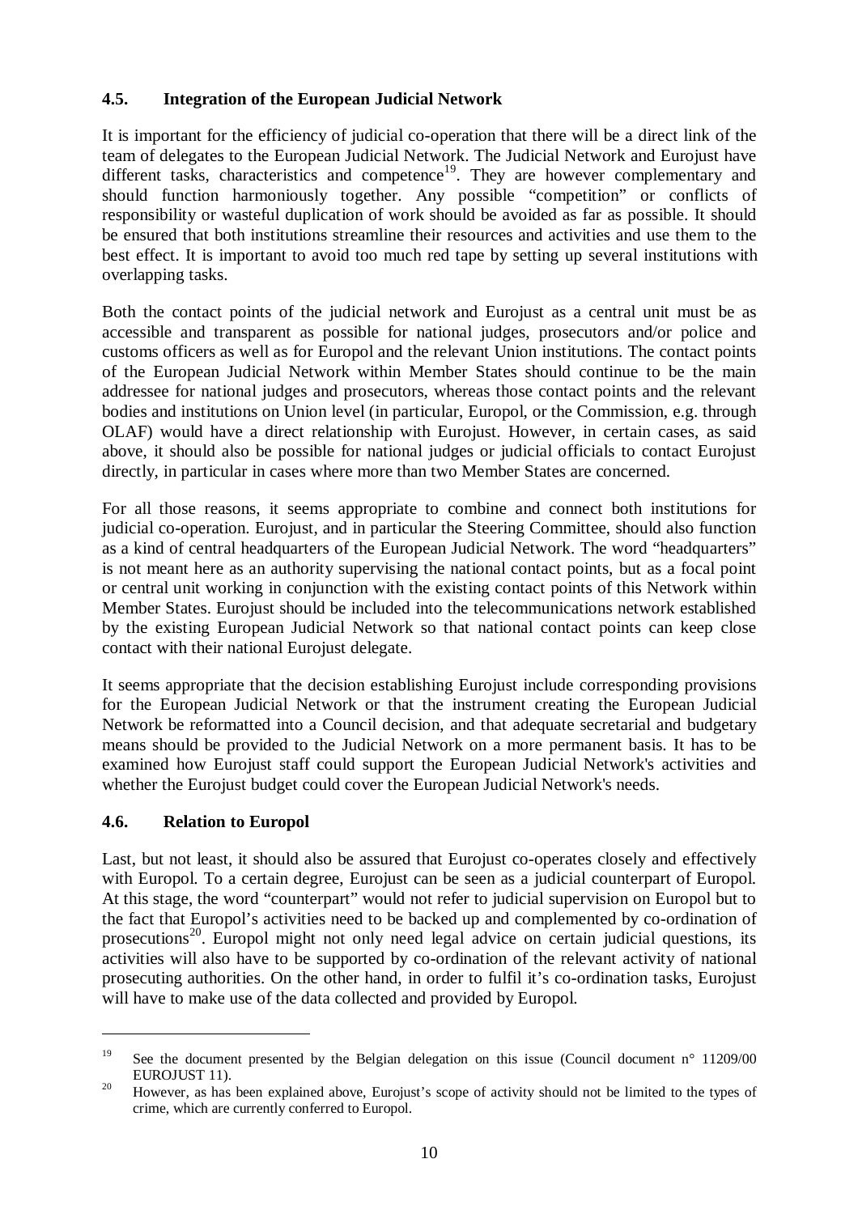### 4.5. Integration of the European Judicial Network

It is important for the efficiency of judicial co-operation that there will be a direct link of the team of delegates to the European Judicial Network. The Judicial Network and Eurojust have different tasks, characteristics and competence[19]. They are however complementary and should function harmoniously together. Any possible "competition" or conflicts of responsibility or wasteful duplication of work should be avoided as far as possible. It should be ensured that both institutions streamline their resources and activities and use them to the best effect. It is important to avoid too much red tape by setting up several institutions with overlapping tasks.

Both the contact points of the judicial network and Eurojust as a central unit must be as accessible and transparent as possible for national judges, prosecutors and/or police and customs officers as well as for Europol and the relevant Union institutions. The contact points of the European Judicial Network within Member States should continue to be the main addressee for national judges and prosecutors, whereas those contact points and the relevant bodies and institutions on Union level (in particular, Europol, or the Commission, e.g. through OLAF) would have a direct relationship with Eurojust. However, in certain cases, as said above, it should also be possible for national judges or judicial officials to contact Eurojust directly, in particular in cases where more than two Member States are concerned.

For all those reasons, it seems appropriate to combine and connect both institutions for judicial co-operation. Eurojust, and in particular the Steering Committee, should also function as a kind of central headquarters of the European Judicial Network. The word "headquarters" is not meant here as an authority supervising the national contact points, but as a focal point or central unit working in conjunction with the existing contact points of this Network within Member States. Eurojust should be included into the telecommunications network established by the existing European Judicial Network so that national contact points can keep close contact with their national Eurojust delegate.

It seems appropriate that the decision establishing Eurojust include corresponding provisions for the European Judicial Network or that the instrument creating the European Judicial Network be reformatted into a Council decision, and that adequate secretarial and budgetary means should be provided to the Judicial Network on a more permanent basis. It has to be examined how Eurojust staff could support the European Judicial Network's activities and whether the Eurojust budget could cover the European Judicial Network's needs.

### 4.6. Relation to Europol

Last, but not least, it should also be assured that Eurojust co-operates closely and effectively with Europol. To a certain degree, Eurojust can be seen as a judicial counterpart of Europol. At this stage, the word "counterpart" would not refer to judicial supervision on Europol but to the fact that Europol's activities need to be backed up and complemented by co-ordination of prosecutions[20]. Europol might not only need legal advice on certain judicial questions, its activities will also have to be supported by co-ordination of the relevant activity of national prosecuting authorities. On the other hand, in order to fulfil it's co-ordination tasks, Eurojust will have to make use of the data collected and provided by Europol.

---

[19] See the document presented by the Belgian delegation on this issue (Council document n° 11209/00 EUROJUST 11).

[20] However, as has been explained above, Eurojust's scope of activity should not be limited to the types of crime, which are currently conferred to Europol.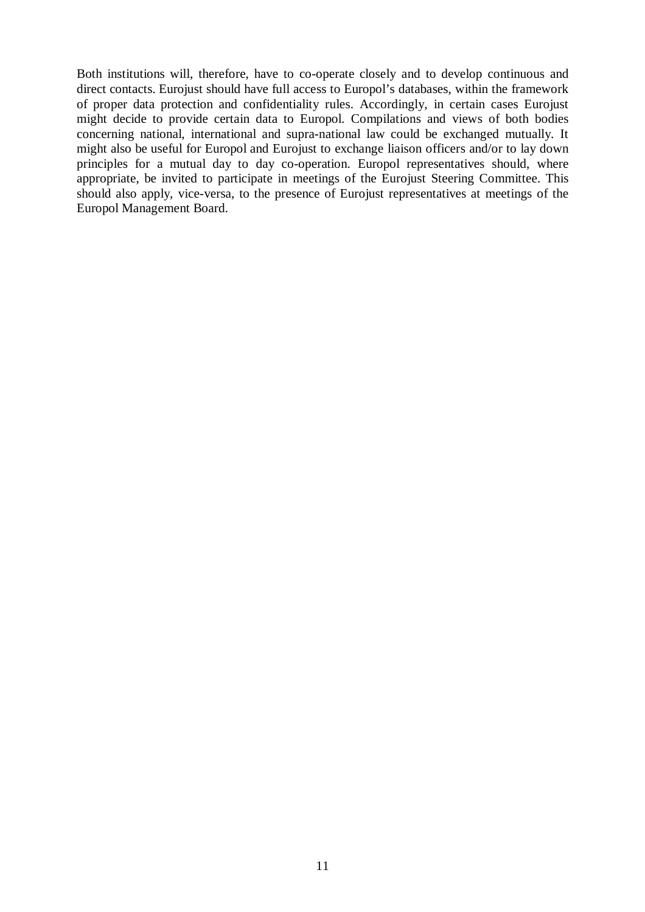Both institutions will, therefore, have to co-operate closely and to develop continuous and direct contacts. Eurojust should have full access to Europol's databases, within the framework of proper data protection and confidentiality rules. Accordingly, in certain cases Eurojust might decide to provide certain data to Europol. Compilations and views of both bodies concerning national, international and supra-national law could be exchanged mutually. It might also be useful for Europol and Eurojust to exchange liaison officers and/or to lay down principles for a mutual day to day co-operation. Europol representatives should, where appropriate, be invited to participate in meetings of the Eurojust Steering Committee. This should also apply, vice-versa, to the presence of Eurojust representatives at meetings of the Europol Management Board.